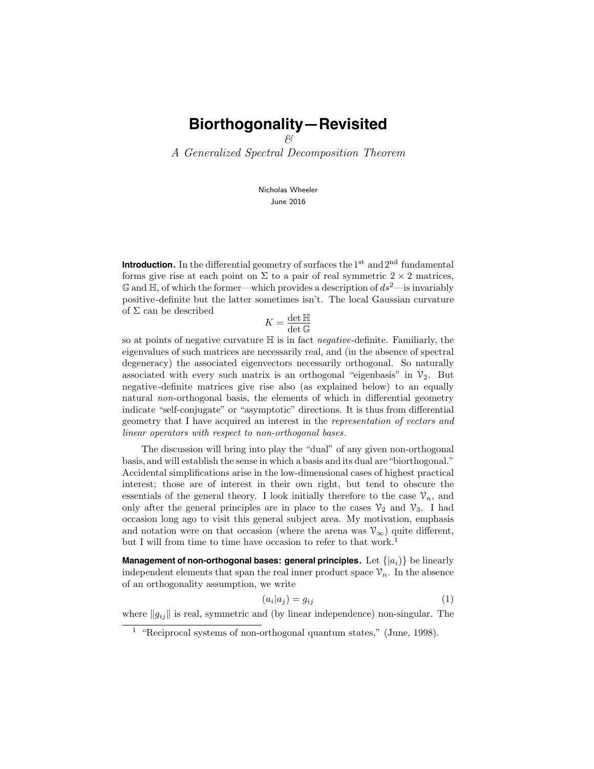# Biorthogonality—Revisited

*&*

*A Generalized Spectral Decomposition Theorem*

Nicholas Wheeler
June 2016

**Introduction.** In the differential geometry of surfaces the 1st and 2nd fundamental forms give rise at each point on $\Sigma$ to a pair of real symmetric $2 \times 2$ matrices, $\mathbb{G}$ and $\mathbb{H}$, of which the former—which provides a description of $ds^2$—is invariably positive-definite but the latter sometimes isn't. The local Gaussian curvature of $\Sigma$ can be described

$$K = \frac{\det \mathbb{H}}{\det \mathbb{G}}$$

so at points of negative curvature $\mathbb{H}$ is in fact *negative*-definite. Familiarly, the eigenvalues of such matrices are necessarily real, and (in the absence of spectral degeneracy) the associated eigenvectors necessarily orthogonal. So naturally associated with every such matrix is an orthogonal "eigenbasis" in $\mathcal{V}_2$. But negative-definite matrices give rise also (as explained below) to an equally natural *non*-orthogonal basis, the elements of which in differential geometry indicate "self-conjugate" or "asymptotic" directions. It is thus from differential geometry that I have acquired an interest in the *representation of vectors and linear operators with respect to non-orthogonal bases*.

The discussion will bring into play the "dual" of any given non-orthogonal basis, and will establish the sense in which a basis and its dual are "biorthogonal." Accidental simplifications arise in the low-dimensional cases of highest practical interest; those are of interest in their own right, but tend to obscure the essentials of the general theory. I look initially therefore to the case $\mathcal{V}_n$, and only after the general principles are in place to the cases $\mathcal{V}_2$ and $\mathcal{V}_3$. I had occasion long ago to visit this general subject area. My motivation, emphasis and notation were on that occasion (where the arena was $\mathcal{V}_\infty$) quite different, but I will from time to time have occasion to refer to that work.[1]

**Management of non-orthogonal bases: general principles.** Let $\{|a_i)\}$ be linearly independent elements that span the real inner product space $\mathcal{V}_n$. In the absence of an orthogonality assumption, we write

$$(a_i|a_j) = g_{ij} \tag{1}$$

where $\|g_{ij}\|$ is real, symmetric and (by linear independence) non-singular. The

[1] "Reciprocal systems of non-orthogonal quantum states," (June, 1998).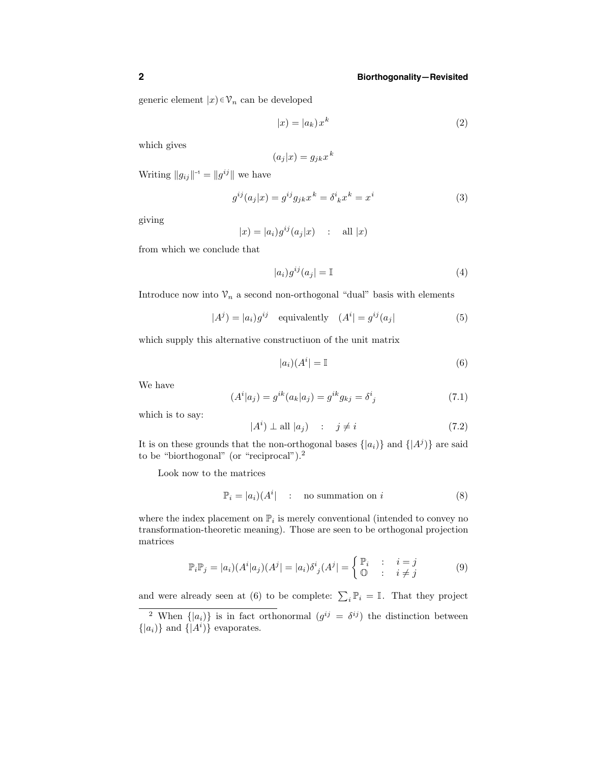generic element $|x) \in \mathcal{V}_n$ can be developed

$$|x) = |a_k)x^k \tag{2}$$

which gives

$$(a_j|x) = g_{jk}x^k$$

Writing $\|g_{ij}\|^{-1} = \|g^{ij}\|$ we have

$$g^{ij}(a_j|x) = g^{ij}g_{jk}x^k = \delta^i{}_k x^k = x^i \tag{3}$$

giving

$$|x) = |a_i)g^{ij}(a_j|x) \quad : \quad \text{all } |x)$$

from which we conclude that

$$|a_i)g^{ij}(a_j| = \mathbb{I} \tag{4}$$

Introduce now into $\mathcal{V}_n$ a second non-orthogonal "dual" basis with elements

$$|A^j) = |a_i)g^{ij} \quad \text{equivalently} \quad (A^i| = g^{ij}(a_j| \tag{5}$$

which supply this alternative constructiuon of the unit matrix

$$|a_i)(A^i| = \mathbb{I} \tag{6}$$

We have

$$(A^i|a_j) = g^{ik}(a_k|a_j) = g^{ik}g_{kj} = \delta^i{}_j \tag{7.1}$$

which is to say:

$$|A^i) \perp \text{all } |a_j) \quad : \quad j \neq i \tag{7.2}$$

It is on these grounds that the non-orthogonal bases $\{|a_i)\}$ and $\{|A^j)\}$ are said to be "biorthogonal" (or "reciprocal").[2]

Look now to the matrices

$$\mathbb{P}_i = |a_i)(A^i| \quad : \quad \text{no summation on } i \tag{8}$$

where the index placement on $\mathbb{P}_i$ is merely conventional (intended to convey no transformation-theoretic meaning). Those are seen to be orthogonal projection matrices

$$\mathbb{P}_i\mathbb{P}_j = |a_i)(A^i|a_j)(A^j| = |a_i)\delta^i{}_j(A^j| = \begin{cases} \mathbb{P}_i & : \quad i = j \\ \mathbb{O} & : \quad i \neq j \end{cases} \tag{9}$$

and were already seen at (6) to be complete: $\sum_i \mathbb{P}_i = \mathbb{I}$. That they project

[2] When $\{|a_i)\}$ is in fact orthonormal ($g^{ij} = \delta^{ij}$) the distinction between $\{|a_i)\}$ and $\{|A^i)\}$ evaporates.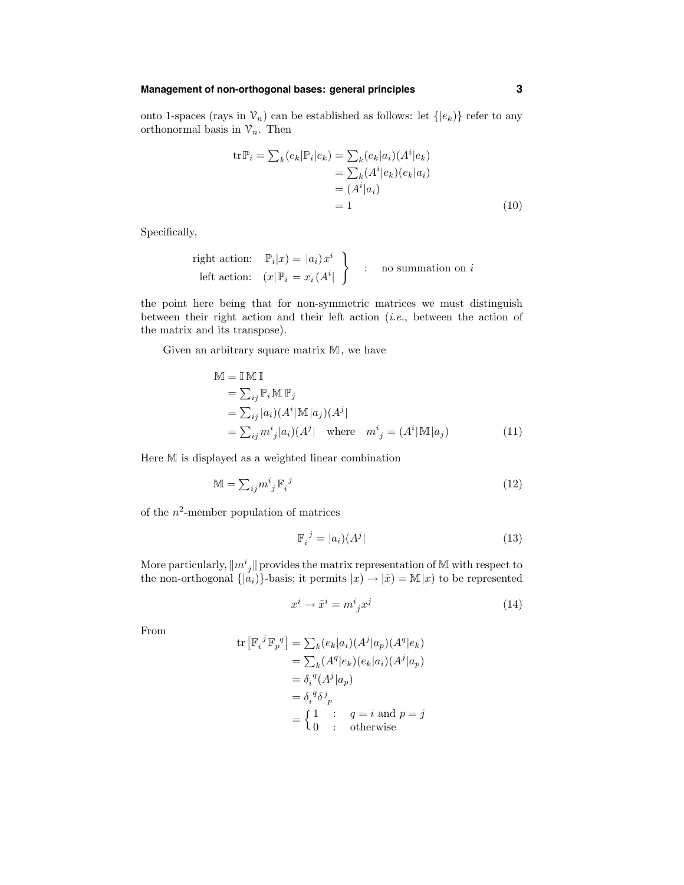onto 1-spaces (rays in $\mathcal{V}_n$) can be established as follows: let $\{|e_k)\}$ refer to any orthonormal basis in $\mathcal{V}_n$. Then

$$
\begin{aligned}
\operatorname{tr}\mathbb{P}_i = \textstyle\sum_k (e_k|\mathbb{P}_i|e_k) &= \textstyle\sum_k (e_k|a_i)(A^i|e_k) \\
&= \textstyle\sum_k (A^i|e_k)(e_k|a_i) \\
&= (A^i|a_i) \\
&= 1
\end{aligned}
\tag{10}
$$

Specifically,

$$
\left.
\begin{aligned}
\text{right action:}\quad & \mathbb{P}_i|x) = |a_i)\,x^i \\
\text{left action:}\quad & (x|\mathbb{P}_i = x_i\,(A^i|
\end{aligned}
\right\}
\quad : \quad \text{no summation on } i
$$

the point here being that for non-symmetric matrices we must distinguish between their right action and their left action (*i.e.*, between the action of the matrix and its transpose).

Given an arbitrary square matrix $\mathbb{M}$, we have

$$
\begin{aligned}
\mathbb{M} &= \mathbb{I}\,\mathbb{M}\,\mathbb{I} \\
&= \textstyle\sum_{ij} \mathbb{P}_i\,\mathbb{M}\,\mathbb{P}_j \\
&= \textstyle\sum_{ij} |a_i)(A^i|\mathbb{M}|a_j)(A^j| \\
&= \textstyle\sum_{ij} m^i{}_j |a_i)(A^j| \quad \text{where} \quad m^i{}_j = (A^i|\mathbb{M}|a_j)
\end{aligned}
\tag{11}
$$

Here $\mathbb{M}$ is displayed as a weighted linear combination

$$
\mathbb{M} = \textstyle\sum_{ij} m^i{}_j \mathbb{F}_i{}^j
\tag{12}
$$

of the $n^2$-member population of matrices

$$
\mathbb{F}_i{}^j = |a_i)(A^j|
\tag{13}
$$

More particularly, $\|m^i{}_j\|$ provides the matrix representation of $\mathbb{M}$ with respect to the non-orthogonal $\{|a_i)\}$-basis; it permits $|x) \to |\tilde{x}) = \mathbb{M}|x)$ to be represented

$$
x^i \to \tilde{x}^i = m^i{}_j x^j
\tag{14}
$$

From

$$
\begin{aligned}
\operatorname{tr}\big[\mathbb{F}_i{}^j\,\mathbb{F}_p{}^q\big] &= \textstyle\sum_k (e_k|a_i)(A^j|a_p)(A^q|e_k) \\
&= \textstyle\sum_k (A^q|e_k)(e_k|a_i)(A^j|a_p) \\
&= \delta_i{}^q (A^j|a_p) \\
&= \delta_i{}^q \delta^j{}_p \\
&= \begin{cases} 1 & : \quad q = i \text{ and } p = j \\ 0 & : \quad \text{otherwise} \end{cases}
\end{aligned}
$$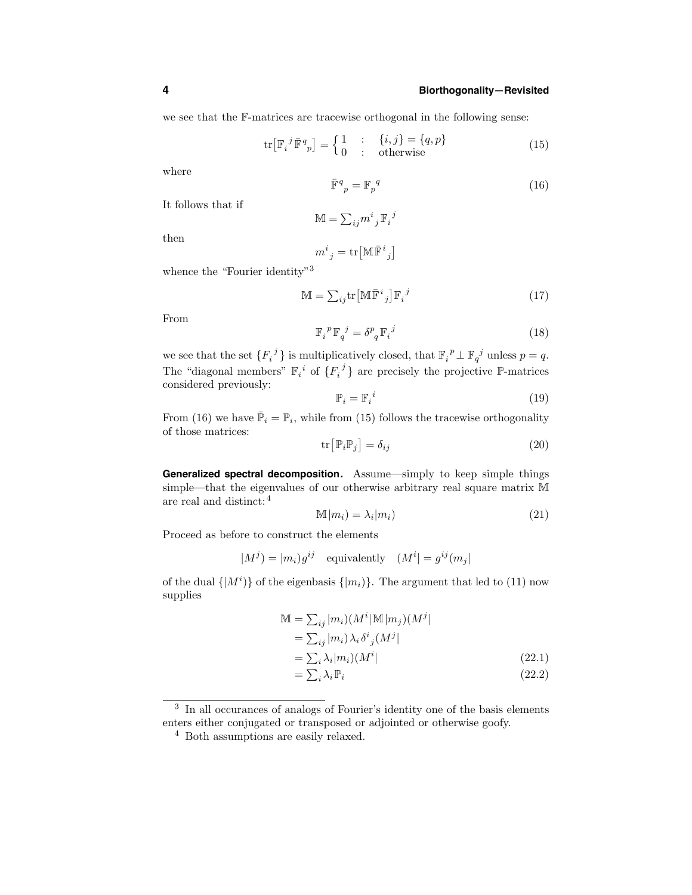we see that the $\mathbb{F}$-matrices are tracewise orthogonal in the following sense:

$$\mathrm{tr}\big[\mathbb{F}_i{}^j\,\bar{\mathbb{F}}{}^q{}_p\big] = \begin{cases} 1 & : \quad \{i,j\} = \{q,p\} \\ 0 & : \quad \text{otherwise} \end{cases} \tag{15}$$

where

$$\bar{\mathbb{F}}{}^q{}_p = \mathbb{F}_p{}^q \tag{16}$$

It follows that if

$$\mathbb{M} = \textstyle\sum_{ij} m^i{}_j\,\mathbb{F}_i{}^j$$

then

$$m^i{}_j = \mathrm{tr}\big[\mathbb{M}\bar{\mathbb{F}}{}^i{}_j\big]$$

whence the "Fourier identity"[3]

$$\mathbb{M} = \textstyle\sum_{ij} \mathrm{tr}\big[\mathbb{M}\bar{\mathbb{F}}{}^i{}_j\big]\mathbb{F}_i{}^j \tag{17}$$

From

$$\mathbb{F}_i{}^p\,\mathbb{F}_q{}^j = \delta^p{}_q\,\mathbb{F}_i{}^j \tag{18}$$

we see that the set $\{F_i{}^j\}$ is multiplicatively closed, that $\mathbb{F}_i{}^p \perp \mathbb{F}_q{}^j$ unless $p = q$. The "diagonal members" $\mathbb{F}_i{}^i$ of $\{F_i{}^j\}$ are precisely the projective $\mathbb{P}$-matrices considered previously:

$$\mathbb{P}_i = \mathbb{F}_i{}^i \tag{19}$$

From (16) we have $\bar{\mathbb{P}}_i = \mathbb{P}_i$, while from (15) follows the tracewise orthogonality of those matrices:

$$\mathrm{tr}\big[\mathbb{P}_i\mathbb{P}_j\big] = \delta_{ij} \tag{20}$$

**Generalized spectral decomposition.** Assume—simply to keep simple things simple—that the eigenvalues of our otherwise arbitrary real square matrix $\mathbb{M}$ are real and distinct:[4]

$$\mathbb{M}|m_i) = \lambda_i|m_i) \tag{21}$$

Proceed as before to construct the elements

$$|M^j) = |m_i)g^{ij} \quad \text{equivalently} \quad (M^i| = g^{ij}(m_j|$$

of the dual $\{|M^i)\}$ of the eigenbasis $\{|m_i)\}$. The argument that led to (11) now supplies

$$\begin{aligned}
\mathbb{M} &= \textstyle\sum_{ij} |m_i)(M^i|\mathbb{M}|m_j)(M^j| \\
&= \textstyle\sum_{ij} |m_i)\,\lambda_i\,\delta^i{}_j(M^j| \\
&= \textstyle\sum_i \lambda_i|m_i)(M^i| \qquad (22.1)\\
&= \textstyle\sum_i \lambda_i\mathbb{P}_i \qquad (22.2)
\end{aligned}$$

---

[3] In all occurances of analogs of Fourier's identity one of the basis elements enters either conjugated or transposed or adjointed or otherwise goofy.

[4] Both assumptions are easily relaxed.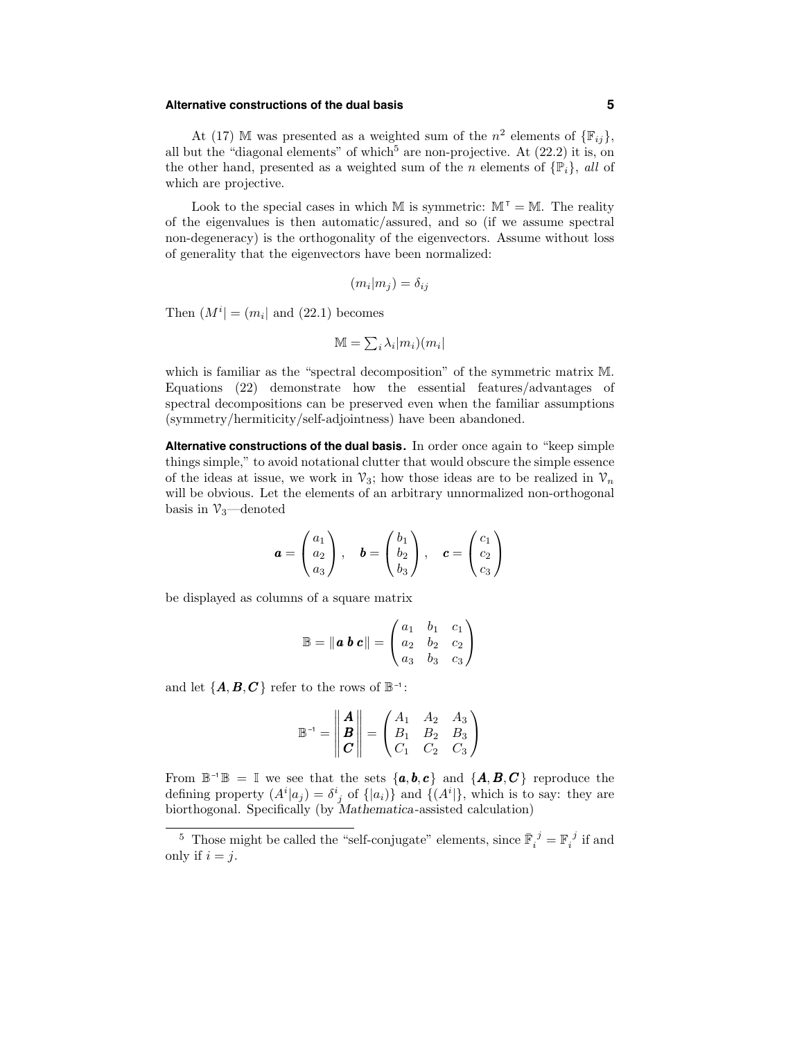At (17) $\mathbb{M}$ was presented as a weighted sum of the $n^2$ elements of $\{\mathbb{F}_{ij}\}$, all but the "diagonal elements" of which[5] are non-projective. At (22.2) it is, on the other hand, presented as a weighted sum of the $n$ elements of $\{\mathbb{P}_i\}$, *all* of which are projective.

Look to the special cases in which $\mathbb{M}$ is symmetric: $\mathbb{M}^\intercal = \mathbb{M}$. The reality of the eigenvalues is then automatic/assured, and so (if we assume spectral non-degeneracy) is the orthogonality of the eigenvectors. Assume without loss of generality that the eigenvectors have been normalized:

$$(m_i|m_j) = \delta_{ij}$$

Then $(M^i| = (m_i|$ and (22.1) becomes

$$\mathbb{M} = \textstyle\sum_i \lambda_i |m_i)(m_i|$$

which is familiar as the "spectral decomposition" of the symmetric matrix $\mathbb{M}$. Equations (22) demonstrate how the essential features/advantages of spectral decompositions can be preserved even when the familiar assumptions (symmetry/hermiticity/self-adjointness) have been abandoned.

**Alternative constructions of the dual basis.** In order once again to "keep simple things simple," to avoid notational clutter that would obscure the simple essence of the ideas at issue, we work in $\mathcal{V}_3$; how those ideas are to be realized in $\mathcal{V}_n$ will be obvious. Let the elements of an arbitrary unnormalized non-orthogonal basis in $\mathcal{V}_3$—denoted

$$\boldsymbol{a} = \begin{pmatrix} a_1 \\ a_2 \\ a_3 \end{pmatrix}, \quad \boldsymbol{b} = \begin{pmatrix} b_1 \\ b_2 \\ b_3 \end{pmatrix}, \quad \boldsymbol{c} = \begin{pmatrix} c_1 \\ c_2 \\ c_3 \end{pmatrix}$$

be displayed as columns of a square matrix

$$\mathbb{B} = \|\, \boldsymbol{a}\ \boldsymbol{b}\ \boldsymbol{c} \,\| = \begin{pmatrix} a_1 & b_1 & c_1 \\ a_2 & b_2 & c_2 \\ a_3 & b_3 & c_3 \end{pmatrix}$$

and let $\{\boldsymbol{A}, \boldsymbol{B}, \boldsymbol{C}\}$ refer to the rows of $\mathbb{B}^{-1}$:

$$\mathbb{B}^{-1} = \begin{Vmatrix} \boldsymbol{A} \\ \boldsymbol{B} \\ \boldsymbol{C} \end{Vmatrix} = \begin{pmatrix} A_1 & A_2 & A_3 \\ B_1 & B_2 & B_3 \\ C_1 & C_2 & C_3 \end{pmatrix}$$

From $\mathbb{B}^{-1}\mathbb{B} = \mathbb{I}$ we see that the sets $\{\boldsymbol{a}, \boldsymbol{b}, \boldsymbol{c}\}$ and $\{\boldsymbol{A}, \boldsymbol{B}, \boldsymbol{C}\}$ reproduce the defining property $(A^i|a_j) = \delta^i{}_j$ of $\{|a_i)\}$ and $\{(A^i|\}$, which is to say: they are biorthogonal. Specifically (by *Mathematica*-assisted calculation)

---

[5] Those might be called the "self-conjugate" elements, since $\bar{\mathbb{F}}_i{}^j = \mathbb{F}_i{}^j$ if and only if $i = j$.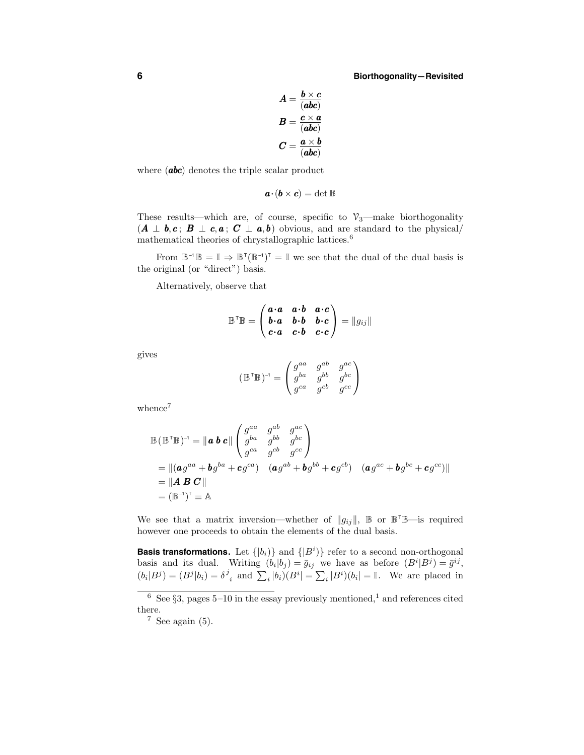$$
\begin{aligned}
\boldsymbol{A} &= \frac{\boldsymbol{b}\times\boldsymbol{c}}{(\boldsymbol{abc})}\\
\boldsymbol{B} &= \frac{\boldsymbol{c}\times\boldsymbol{a}}{(\boldsymbol{abc})}\\
\boldsymbol{C} &= \frac{\boldsymbol{a}\times\boldsymbol{b}}{(\boldsymbol{abc})}
\end{aligned}
$$

where $(\boldsymbol{abc})$ denotes the triple scalar product

$$
\boldsymbol{a}\cdot(\boldsymbol{b}\times\boldsymbol{c}) = \det \mathbb{B}
$$

These results—which are, of course, specific to $\mathcal{V}_3$—make biorthogonality ($\boldsymbol{A}\perp\boldsymbol{b},\boldsymbol{c}\,;\ \boldsymbol{B}\perp\boldsymbol{c},\boldsymbol{a}\,;\ \boldsymbol{C}\perp\boldsymbol{a},\boldsymbol{b}$) obvious, and are standard to the physical/mathematical theories of chrystallographic lattices.[6]

From $\mathbb{B}^{-1}\mathbb{B} = \mathbb{I} \Rightarrow \mathbb{B}^{\mathsf{T}}(\mathbb{B}^{-1})^{\mathsf{T}} = \mathbb{I}$ we see that the dual of the dual basis is the original (or "direct") basis.

Alternatively, observe that

$$
\mathbb{B}^{\mathsf{T}}\mathbb{B} = \begin{pmatrix} \boldsymbol{a}\cdot\boldsymbol{a} & \boldsymbol{a}\cdot\boldsymbol{b} & \boldsymbol{a}\cdot\boldsymbol{c}\\ \boldsymbol{b}\cdot\boldsymbol{a} & \boldsymbol{b}\cdot\boldsymbol{b} & \boldsymbol{b}\cdot\boldsymbol{c}\\ \boldsymbol{c}\cdot\boldsymbol{a} & \boldsymbol{c}\cdot\boldsymbol{b} & \boldsymbol{c}\cdot\boldsymbol{c} \end{pmatrix} = \|g_{ij}\|
$$

gives

$$
(\mathbb{B}^{\mathsf{T}}\mathbb{B})^{-1} = \begin{pmatrix} g^{aa} & g^{ab} & g^{ac}\\ g^{ba} & g^{bb} & g^{bc}\\ g^{ca} & g^{cb} & g^{cc} \end{pmatrix}
$$

whence[7]

$$
\begin{aligned}
\mathbb{B}\,(\mathbb{B}^{\mathsf{T}}\mathbb{B})^{-1} &= \|\,\boldsymbol{a}\ \boldsymbol{b}\ \boldsymbol{c}\,\| \begin{pmatrix} g^{aa} & g^{ab} & g^{ac}\\ g^{ba} & g^{bb} & g^{bc}\\ g^{ca} & g^{cb} & g^{cc} \end{pmatrix}\\
&= \|(\boldsymbol{a}g^{aa}+\boldsymbol{b}g^{ba}+\boldsymbol{c}g^{ca})\quad(\boldsymbol{a}g^{ab}+\boldsymbol{b}g^{bb}+\boldsymbol{c}g^{cb})\quad(\boldsymbol{a}g^{ac}+\boldsymbol{b}g^{bc}+\boldsymbol{c}g^{cc})\|\\
&= \|\,\boldsymbol{A}\ \boldsymbol{B}\ \boldsymbol{C}\,\|\\
&= (\mathbb{B}^{-1})^{\mathsf{T}} \equiv \mathbb{A}
\end{aligned}
$$

We see that a matrix inversion—whether of $\|g_{ij}\|$, $\mathbb{B}$ or $\mathbb{B}^{\mathsf{T}}\mathbb{B}$—is required however one proceeds to obtain the elements of the dual basis.

**Basis transformations.** Let $\{|b_i)\}$ and $\{|B^i)\}$ refer to a second non-orthogonal basis and its dual. Writing $(b_i|b_j) = \bar{g}_{ij}$ we have as before $(B^i|B^j) = \bar{g}^{ij}$, $(b_i|B^j) = (B^j|b_i) = \delta^j{}_i$ and $\sum_i |b_i)(B^i| = \sum_i |B^i)(b_i| = \mathbb{I}$. We are placed in

---

[6] See §3, pages 5–10 in the essay previously mentioned,[1] and references cited there.

[7] See again (5).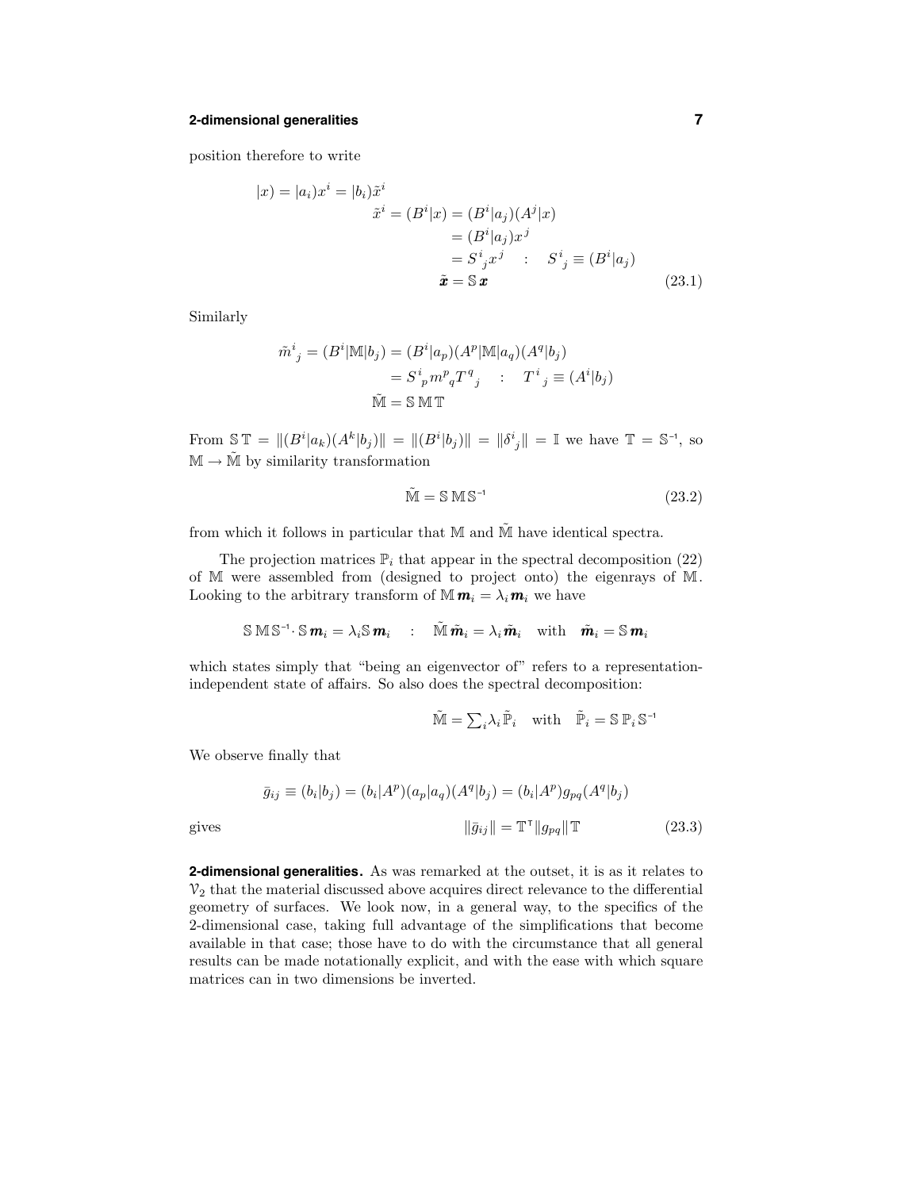position therefore to write

$$
\begin{aligned}
|x) = |a_i)x^i = |b_i)\tilde{x}^i \qquad & \\
\tilde{x}^i &= (B^i|x) = (B^i|a_j)(A^j|x) \\
&= (B^i|a_j)x^j \\
&= S^i{}_j x^j \quad : \quad S^i{}_j \equiv (B^i|a_j) \\
\tilde{\boldsymbol{x}} &= \mathbb{S}\,\boldsymbol{x}
\end{aligned}
\tag{23.1}
$$

Similarly

$$
\begin{aligned}
\tilde{m}^i{}_j = (B^i|\mathbb{M}|b_j) &= (B^i|a_p)(A^p|\mathbb{M}|a_q)(A^q|b_j) \\
&= S^i{}_p m^p{}_q T^q{}_j \quad : \quad T^i{}_j \equiv (A^i|b_j) \\
\tilde{\mathbb{M}} &= \mathbb{S}\,\mathbb{M}\,\mathbb{T}
\end{aligned}
$$

From $\mathbb{S}\,\mathbb{T} = \|(B^i|a_k)(A^k|b_j)\| = \|(B^i|b_j)\| = \|\delta^i{}_j\| = \mathbb{I}$ we have $\mathbb{T} = \mathbb{S}^{-1}$, so $\mathbb{M} \rightarrow \tilde{\mathbb{M}}$ by similarity transformation

$$
\tilde{\mathbb{M}} = \mathbb{S}\,\mathbb{M}\,\mathbb{S}^{-1} \tag{23.2}
$$

from which it follows in particular that $\mathbb{M}$ and $\tilde{\mathbb{M}}$ have identical spectra.

The projection matrices $\mathbb{P}_i$ that appear in the spectral decomposition (22) of $\mathbb{M}$ were assembled from (designed to project onto) the eigenrays of $\mathbb{M}$. Looking to the arbitrary transform of $\mathbb{M}\,\boldsymbol{m}_i = \lambda_i\,\boldsymbol{m}_i$ we have

$$
\mathbb{S}\,\mathbb{M}\,\mathbb{S}^{-1}\cdot\mathbb{S}\,\boldsymbol{m}_i = \lambda_i\mathbb{S}\,\boldsymbol{m}_i \quad : \quad \tilde{\mathbb{M}}\,\tilde{\boldsymbol{m}}_i = \lambda_i\,\tilde{\boldsymbol{m}}_i \quad \text{with} \quad \tilde{\boldsymbol{m}}_i = \mathbb{S}\,\boldsymbol{m}_i
$$

which states simply that "being an eigenvector of" refers to a representation-independent state of affairs. So also does the spectral decomposition:

$$
\tilde{\mathbb{M}} = \textstyle\sum_i \lambda_i\,\tilde{\mathbb{P}}_i \quad \text{with} \quad \tilde{\mathbb{P}}_i = \mathbb{S}\,\mathbb{P}_i\,\mathbb{S}^{-1}
$$

We observe finally that

$$
\bar{g}_{ij} \equiv (b_i|b_j) = (b_i|A^p)(a_p|a_q)(A^q|b_j) = (b_i|A^p)g_{pq}(A^q|b_j)
$$

gives

$$
\|\bar{g}_{ij}\| = \mathbb{T}^{\mathsf{T}}\|g_{pq}\|\,\mathbb{T} \tag{23.3}
$$

**2-dimensional generalities.** As was remarked at the outset, it is as it relates to $\mathcal{V}_2$ that the material discussed above acquires direct relevance to the differential geometry of surfaces. We look now, in a general way, to the specifics of the 2-dimensional case, taking full advantage of the simplifications that become available in that case; those have to do with the circumstance that all general results can be made notationally explicit, and with the ease with which square matrices can in two dimensions be inverted.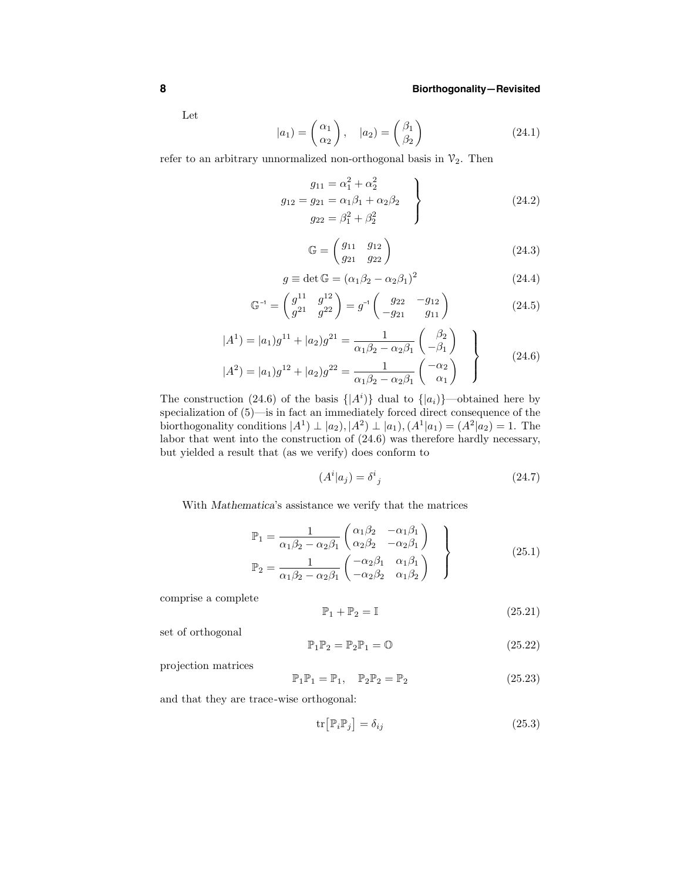Let

$$|a_1) = \begin{pmatrix} \alpha_1 \\ \alpha_2 \end{pmatrix}, \quad |a_2) = \begin{pmatrix} \beta_1 \\ \beta_2 \end{pmatrix} \tag{24.1}$$

refer to an arbitrary unnormalized non-orthogonal basis in $\mathcal{V}_2$. Then

$$\left.\begin{aligned} g_{11} &= \alpha_1^2 + \alpha_2^2 \\ g_{12} = g_{21} &= \alpha_1\beta_1 + \alpha_2\beta_2 \\ g_{22} &= \beta_1^2 + \beta_2^2 \end{aligned}\right\} \tag{24.2}$$

$$\mathbb{G} = \begin{pmatrix} g_{11} & g_{12} \\ g_{21} & g_{22} \end{pmatrix} \tag{24.3}$$

$$g \equiv \det \mathbb{G} = (\alpha_1\beta_2 - \alpha_2\beta_1)^2 \tag{24.4}$$

$$\mathbb{G}^{-1} = \begin{pmatrix} g^{11} & g^{12} \\ g^{21} & g^{22} \end{pmatrix} = g^{-1}\begin{pmatrix} g_{22} & -g_{12} \\ -g_{21} & g_{11} \end{pmatrix} \tag{24.5}$$

$$\left.\begin{aligned} |A^1) &= |a_1)g^{11} + |a_2)g^{21} = \frac{1}{\alpha_1\beta_2 - \alpha_2\beta_1}\begin{pmatrix} \beta_2 \\ -\beta_1 \end{pmatrix} \\ |A^2) &= |a_1)g^{12} + |a_2)g^{22} = \frac{1}{\alpha_1\beta_2 - \alpha_2\beta_1}\begin{pmatrix} -\alpha_2 \\ \alpha_1 \end{pmatrix} \end{aligned}\right\} \tag{24.6}$$

The construction (24.6) of the basis $\{|A^i)\}$ dual to $\{|a_i)\}$—obtained here by specialization of (5)—is in fact an immediately forced direct consequence of the biorthogonality conditions $|A^1) \perp |a_2), |A^2) \perp |a_1), (A^1|a_1) = (A^2|a_2) = 1$. The labor that went into the construction of (24.6) was therefore hardly necessary, but yielded a result that (as we verify) does conform to

$$(A^i|a_j) = \delta^i{}_j \tag{24.7}$$

With *Mathematica*'s assistance we verify that the matrices

$$\left.\begin{aligned} \mathbb{P}_1 &= \frac{1}{\alpha_1\beta_2 - \alpha_2\beta_1}\begin{pmatrix} \alpha_1\beta_2 & -\alpha_1\beta_1 \\ \alpha_2\beta_2 & -\alpha_2\beta_1 \end{pmatrix} \\ \mathbb{P}_2 &= \frac{1}{\alpha_1\beta_2 - \alpha_2\beta_1}\begin{pmatrix} -\alpha_2\beta_1 & \alpha_1\beta_1 \\ -\alpha_2\beta_2 & \alpha_1\beta_2 \end{pmatrix} \end{aligned}\right\} \tag{25.1}$$

comprise a complete

$$\mathbb{P}_1 + \mathbb{P}_2 = \mathbb{I} \tag{25.21}$$

set of orthogonal

$$\mathbb{P}_1\mathbb{P}_2 = \mathbb{P}_2\mathbb{P}_1 = \mathbb{O} \tag{25.22}$$

projection matrices

$$\mathbb{P}_1\mathbb{P}_1 = \mathbb{P}_1, \quad \mathbb{P}_2\mathbb{P}_2 = \mathbb{P}_2 \tag{25.23}$$

and that they are trace-wise orthogonal:

$$\mathrm{tr}\big[\mathbb{P}_i\mathbb{P}_j\big] = \delta_{ij} \tag{25.3}$$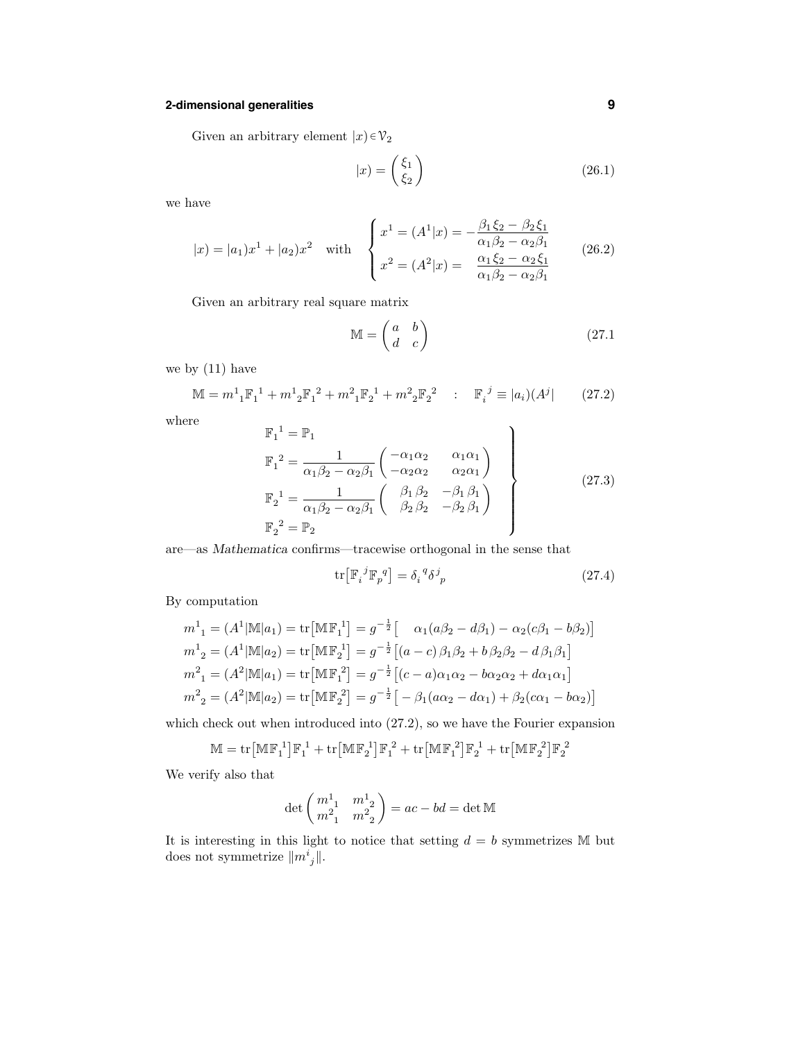Given an arbitrary element $|x) \in \mathcal{V}_2$

$$
|x) = \begin{pmatrix} \xi_1 \\ \xi_2 \end{pmatrix} \tag{26.1}
$$

we have

$$
|x) = |a_1)x^1 + |a_2)x^2 \quad \text{with} \quad \begin{cases} x^1 = (A^1|x) = -\dfrac{\beta_1\xi_2 - \beta_2\xi_1}{\alpha_1\beta_2 - \alpha_2\beta_1} \\[2ex] x^2 = (A^2|x) = \quad \dfrac{\alpha_1\xi_2 - \alpha_2\xi_1}{\alpha_1\beta_2 - \alpha_2\beta_1} \end{cases} \tag{26.2}
$$

Given an arbitrary real square matrix

$$
\mathbb{M} = \begin{pmatrix} a & b \\ d & c \end{pmatrix} \tag{27.1}
$$

we by (11) have

$$
\mathbb{M} = m^1{}_1\mathbb{F}_1{}^1 + m^1{}_2\mathbb{F}_1{}^2 + m^2{}_1\mathbb{F}_2{}^1 + m^2{}_2\mathbb{F}_2{}^2 \quad : \quad \mathbb{F}_i{}^j \equiv |a_i)(A^j| \tag{27.2}
$$

where

$$
\left.\begin{aligned}
\mathbb{F}_1{}^1 &= \mathbb{P}_1 \\
\mathbb{F}_1{}^2 &= \frac{1}{\alpha_1\beta_2 - \alpha_2\beta_1}\begin{pmatrix} -\alpha_1\alpha_2 & \alpha_1\alpha_1 \\ -\alpha_2\alpha_2 & \alpha_2\alpha_1 \end{pmatrix} \\
\mathbb{F}_2{}^1 &= \frac{1}{\alpha_1\beta_2 - \alpha_2\beta_1}\begin{pmatrix} \beta_1\beta_2 & -\beta_1\beta_1 \\ \beta_2\beta_2 & -\beta_2\beta_1 \end{pmatrix} \\
\mathbb{F}_2{}^2 &= \mathbb{P}_2
\end{aligned}\right\} \tag{27.3}
$$

are—as *Mathematica* confirms—tracewise orthogonal in the sense that

$$
\text{tr}\big[\mathbb{F}_i{}^j\mathbb{F}_p{}^q\big] = \delta_i{}^q\delta^j{}_p \tag{27.4}
$$

By computation

$$
\begin{aligned}
m^1{}_1 &= (A^1|\mathbb{M}|a_1) = \text{tr}\big[\mathbb{M}\mathbb{F}_1{}^1\big] = g^{-\frac{1}{2}}\big[\quad \alpha_1(a\beta_2 - d\beta_1) - \alpha_2(c\beta_1 - b\beta_2)\big] \\
m^1{}_2 &= (A^1|\mathbb{M}|a_2) = \text{tr}\big[\mathbb{M}\mathbb{F}_2{}^1\big] = g^{-\frac{1}{2}}\big[(a-c)\,\beta_1\beta_2 + b\,\beta_2\beta_2 - d\,\beta_1\beta_1\big] \\
m^2{}_1 &= (A^2|\mathbb{M}|a_1) = \text{tr}\big[\mathbb{M}\mathbb{F}_1{}^2\big] = g^{-\frac{1}{2}}\big[(c-a)\alpha_1\alpha_2 - b\alpha_2\alpha_2 + d\alpha_1\alpha_1\big] \\
m^2{}_2 &= (A^2|\mathbb{M}|a_2) = \text{tr}\big[\mathbb{M}\mathbb{F}_2{}^2\big] = g^{-\frac{1}{2}}\big[-\beta_1(a\alpha_2 - d\alpha_1) + \beta_2(c\alpha_1 - b\alpha_2)\big]
\end{aligned}
$$

which check out when introduced into (27.2), so we have the Fourier expansion

$$
\mathbb{M} = \text{tr}\big[\mathbb{M}\mathbb{F}_1{}^1\big]\mathbb{F}_1{}^1 + \text{tr}\big[\mathbb{M}\mathbb{F}_2{}^1\big]\mathbb{F}_1{}^2 + \text{tr}\big[\mathbb{M}\mathbb{F}_1{}^2\big]\mathbb{F}_2{}^1 + \text{tr}\big[\mathbb{M}\mathbb{F}_2{}^2\big]\mathbb{F}_2{}^2
$$

We verify also that

$$
\det\begin{pmatrix} m^1{}_1 & m^1{}_2 \\ m^2{}_1 & m^2{}_2 \end{pmatrix} = ac - bd = \det\mathbb{M}
$$

It is interesting in this light to notice that setting $d = b$ symmetrizes $\mathbb{M}$ but does not symmetrize $\|m^i{}_j\|$.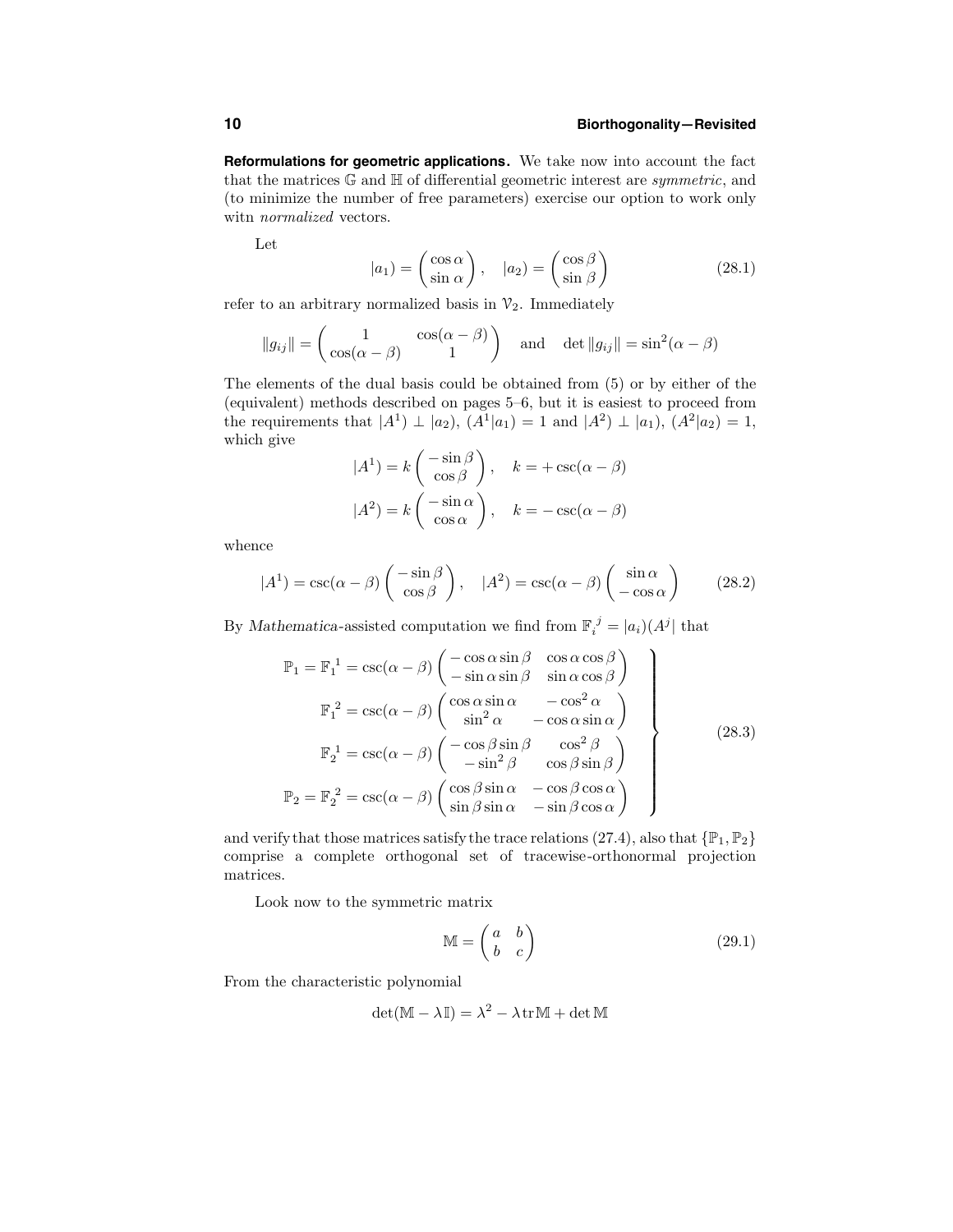**Reformulations for geometric applications.** We take now into account the fact that the matrices $\mathbb{G}$ and $\mathbb{H}$ of differential geometric interest are *symmetric*, and (to minimize the number of free parameters) exercise our option to work only witn *normalized* vectors.

Let

$$|a_1) = \begin{pmatrix} \cos\alpha \\ \sin\alpha \end{pmatrix}, \quad |a_2) = \begin{pmatrix} \cos\beta \\ \sin\beta \end{pmatrix} \tag{28.1}$$

refer to an arbitrary normalized basis in $\mathcal{V}_2$. Immediately

$$\|g_{ij}\| = \begin{pmatrix} 1 & \cos(\alpha-\beta) \\ \cos(\alpha-\beta) & 1 \end{pmatrix} \quad \text{and} \quad \det\|g_{ij}\| = \sin^2(\alpha-\beta)$$

The elements of the dual basis could be obtained from (5) or by either of the (equivalent) methods described on pages 5–6, but it is easiest to proceed from the requirements that $|A^1) \perp |a_2)$, $(A^1|a_1) = 1$ and $|A^2) \perp |a_1)$, $(A^2|a_2) = 1$, which give

$$\begin{aligned} |A^1) &= k\begin{pmatrix} -\sin\beta \\ \cos\beta \end{pmatrix}, \quad k = +\csc(\alpha-\beta) \\ |A^2) &= k\begin{pmatrix} -\sin\alpha \\ \cos\alpha \end{pmatrix}, \quad k = -\csc(\alpha-\beta) \end{aligned}$$

whence

$$|A^1) = \csc(\alpha-\beta)\begin{pmatrix} -\sin\beta \\ \cos\beta \end{pmatrix}, \quad |A^2) = \csc(\alpha-\beta)\begin{pmatrix} \sin\alpha \\ -\cos\alpha \end{pmatrix} \tag{28.2}$$

By *Mathematica*-assisted computation we find from $\mathbb{F}_i{}^j = |a_i)(A^j|$ that

$$\left.\begin{aligned} \mathbb{P}_1 = \mathbb{F}_1{}^1 &= \csc(\alpha-\beta)\begin{pmatrix} -\cos\alpha\sin\beta & \cos\alpha\cos\beta \\ -\sin\alpha\sin\beta & \sin\alpha\cos\beta \end{pmatrix} \\ \mathbb{F}_1{}^2 &= \csc(\alpha-\beta)\begin{pmatrix} \cos\alpha\sin\alpha & -\cos^2\alpha \\ \sin^2\alpha & -\cos\alpha\sin\alpha \end{pmatrix} \\ \mathbb{F}_2{}^1 &= \csc(\alpha-\beta)\begin{pmatrix} -\cos\beta\sin\beta & \cos^2\beta \\ -\sin^2\beta & \cos\beta\sin\beta \end{pmatrix} \\ \mathbb{P}_2 = \mathbb{F}_2{}^2 &= \csc(\alpha-\beta)\begin{pmatrix} \cos\beta\sin\alpha & -\cos\beta\cos\alpha \\ \sin\beta\sin\alpha & -\sin\beta\cos\alpha \end{pmatrix} \end{aligned}\right\} \tag{28.3}$$

and verify that those matrices satisfy the trace relations (27.4), also that $\{\mathbb{P}_1, \mathbb{P}_2\}$ comprise a complete orthogonal set of tracewise-orthonormal projection matrices.

Look now to the symmetric matrix

$$\mathbb{M} = \begin{pmatrix} a & b \\ b & c \end{pmatrix} \tag{29.1}$$

From the characteristic polynomial

$$\det(\mathbb{M} - \lambda\mathbb{I}) = \lambda^2 - \lambda\,\mathrm{tr}\,\mathbb{M} + \det\mathbb{M}$$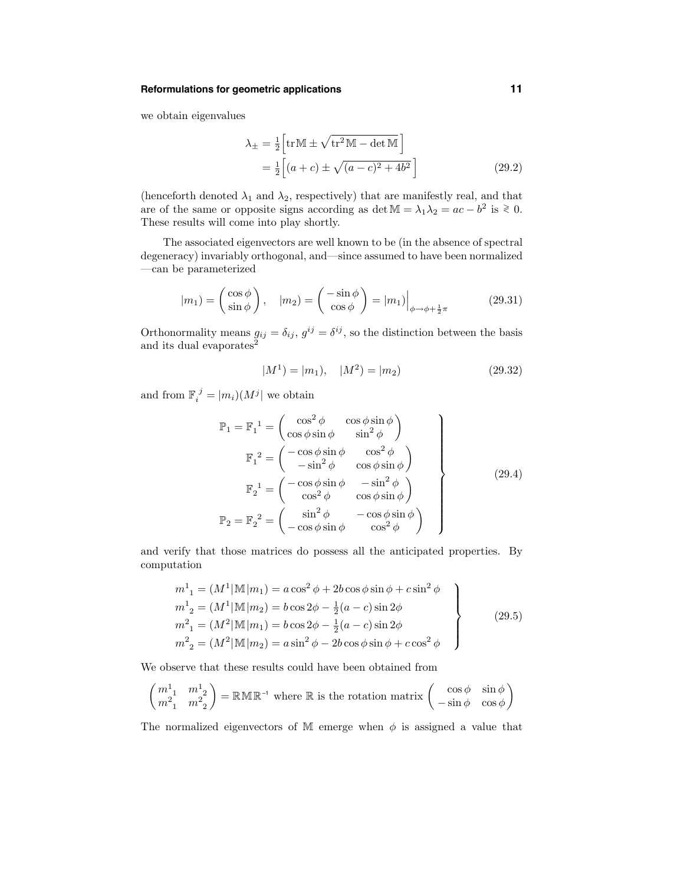we obtain eigenvalues

$$
\begin{aligned}
\lambda_\pm &= \tfrac{1}{2}\Big[\operatorname{tr}\mathbb{M} \pm \sqrt{\operatorname{tr}^2\mathbb{M} - \det\mathbb{M}}\,\Big] \\
&= \tfrac{1}{2}\Big[(a+c) \pm \sqrt{(a-c)^2 + 4b^2}\,\Big]
\end{aligned}
\tag{29.2}
$$

(henceforth denoted $\lambda_1$ and $\lambda_2$, respectively) that are manifestly real, and that are of the same or opposite signs according as $\det\mathbb{M} = \lambda_1\lambda_2 = ac - b^2$ is $\gtrless 0$. These results will come into play shortly.

The associated eigenvectors are well known to be (in the absence of spectral degeneracy) invariably orthogonal, and—since assumed to have been normalized—can be parameterized

$$
|m_1) = \begin{pmatrix} \cos\phi \\ \sin\phi \end{pmatrix}, \quad |m_2) = \begin{pmatrix} -\sin\phi \\ \cos\phi \end{pmatrix} = |m_1)\Big|_{\phi\to\phi+\frac{1}{2}\pi}
\tag{29.31}
$$

Orthonormality means $g_{ij} = \delta_{ij}$, $g^{ij} = \delta^{ij}$, so the distinction between the basis and its dual evaporates[2]

$$
|M^1) = |m_1), \quad |M^2) = |m_2)
\tag{29.32}
$$

and from $\mathbb{F}_i{}^j = |m_i)(M^j|$ we obtain

$$
\left.
\begin{aligned}
\mathbb{P}_1 = \mathbb{F}_1{}^1 &= \begin{pmatrix} \cos^2\phi & \cos\phi\sin\phi \\ \cos\phi\sin\phi & \sin^2\phi \end{pmatrix} \\
\mathbb{F}_1{}^2 &= \begin{pmatrix} -\cos\phi\sin\phi & \cos^2\phi \\ -\sin^2\phi & \cos\phi\sin\phi \end{pmatrix} \\
\mathbb{F}_2{}^1 &= \begin{pmatrix} -\cos\phi\sin\phi & -\sin^2\phi \\ \cos^2\phi & \cos\phi\sin\phi \end{pmatrix} \\
\mathbb{P}_2 = \mathbb{F}_2{}^2 &= \begin{pmatrix} \sin^2\phi & -\cos\phi\sin\phi \\ -\cos\phi\sin\phi & \cos^2\phi \end{pmatrix}
\end{aligned}
\right\}
\tag{29.4}
$$

and verify that those matrices do possess all the anticipated properties. By computation

$$
\left.
\begin{aligned}
m^1{}_1 &= (M^1|\mathbb{M}|m_1) = a\cos^2\phi + 2b\cos\phi\sin\phi + c\sin^2\phi \\
m^1{}_2 &= (M^1|\mathbb{M}|m_2) = b\cos 2\phi - \tfrac{1}{2}(a-c)\sin 2\phi \\
m^2{}_1 &= (M^2|\mathbb{M}|m_1) = b\cos 2\phi - \tfrac{1}{2}(a-c)\sin 2\phi \\
m^2{}_2 &= (M^2|\mathbb{M}|m_2) = a\sin^2\phi - 2b\cos\phi\sin\phi + c\cos^2\phi
\end{aligned}
\right\}
\tag{29.5}
$$

We observe that these results could have been obtained from

$$
\begin{pmatrix} m^1{}_1 & m^1{}_2 \\ m^2{}_1 & m^2{}_2 \end{pmatrix} = \mathbb{R}\mathbb{M}\mathbb{R}^{-1} \text{ where } \mathbb{R} \text{ is the rotation matrix } \begin{pmatrix} \cos\phi & \sin\phi \\ -\sin\phi & \cos\phi \end{pmatrix}
$$

The normalized eigenvectors of $\mathbb{M}$ emerge when $\phi$ is assigned a value that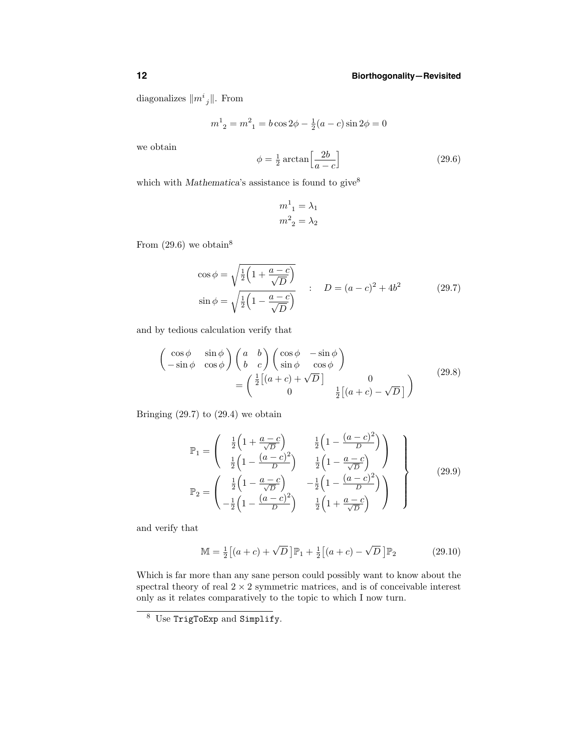diagonalizes $\|m^i{}_j\|$. From

$$m^1{}_2 = m^2{}_1 = b\cos 2\phi - \tfrac{1}{2}(a-c)\sin 2\phi = 0$$

we obtain

$$\phi = \tfrac{1}{2}\arctan\Big[\frac{2b}{a-c}\Big] \tag{29.6}$$

which with *Mathematica*'s assistance is found to give[8]

$$\begin{aligned} m^1{}_1 &= \lambda_1 \\ m^2{}_2 &= \lambda_2 \end{aligned}$$

From (29.6) we obtain[8]

$$\left.\begin{aligned} \cos\phi &= \sqrt{\tfrac{1}{2}\Big(1 + \frac{a-c}{\sqrt{D}}\Big)} \\ \sin\phi &= \sqrt{\tfrac{1}{2}\Big(1 - \frac{a-c}{\sqrt{D}}\Big)} \end{aligned}\right. \quad : \quad D = (a-c)^2 + 4b^2 \tag{29.7}$$

and by tedious calculation verify that

$$\begin{aligned} &\begin{pmatrix} \cos\phi & \sin\phi \\ -\sin\phi & \cos\phi \end{pmatrix} \begin{pmatrix} a & b \\ b & c \end{pmatrix} \begin{pmatrix} \cos\phi & -\sin\phi \\ \sin\phi & \cos\phi \end{pmatrix} \\ &\qquad = \begin{pmatrix} \frac{1}{2}\big[(a+c) + \sqrt{D}\,\big] & 0 \\ 0 & \frac{1}{2}\big[(a+c) - \sqrt{D}\,\big] \end{pmatrix} \end{aligned} \tag{29.8}$$

Bringing (29.7) to (29.4) we obtain

$$\left.\begin{aligned} \mathbb{P}_1 &= \begin{pmatrix} \frac{1}{2}\Big(1 + \frac{a-c}{\sqrt{D}}\Big) & \frac{1}{2}\Big(1 - \frac{(a-c)^2}{D}\Big) \\ \frac{1}{2}\Big(1 - \frac{(a-c)^2}{D}\Big) & \frac{1}{2}\Big(1 - \frac{a-c}{\sqrt{D}}\Big) \end{pmatrix} \\ \mathbb{P}_2 &= \begin{pmatrix} \frac{1}{2}\Big(1 - \frac{a-c}{\sqrt{D}}\Big) & -\frac{1}{2}\Big(1 - \frac{(a-c)^2}{D}\Big) \\ -\frac{1}{2}\Big(1 - \frac{(a-c)^2}{D}\Big) & \frac{1}{2}\Big(1 + \frac{a-c}{\sqrt{D}}\Big) \end{pmatrix} \end{aligned}\right\} \tag{29.9}$$

and verify that

$$\mathbb{M} = \tfrac{1}{2}\big[(a+c) + \sqrt{D}\,\big]\mathbb{P}_1 + \tfrac{1}{2}\big[(a+c) - \sqrt{D}\,\big]\mathbb{P}_2 \tag{29.10}$$

Which is far more than any sane person could possibly want to know about the spectral theory of real $2 \times 2$ symmetric matrices, and is of conceivable interest only as it relates comparatively to the topic to which I now turn.

---

[8] Use `TrigToExp` and `Simplify`.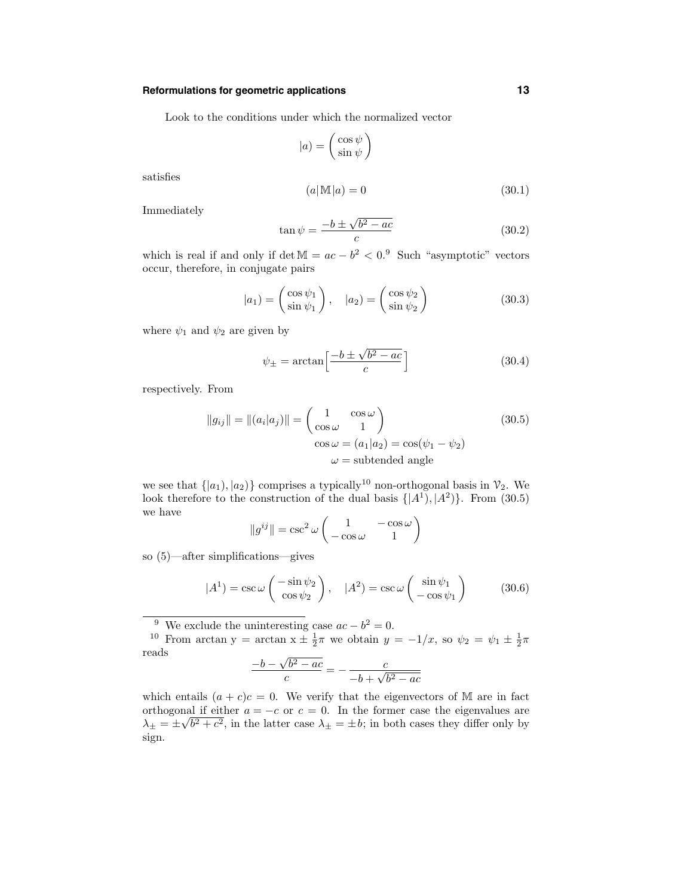Look to the conditions under which the normalized vector

$$|a) = \begin{pmatrix} \cos\psi \\ \sin\psi \end{pmatrix}$$

satisfies

$$(a|\mathbb{M}|a) = 0 \tag{30.1}$$

Immediately

$$\tan\psi = \frac{-b \pm \sqrt{b^2 - ac}}{c} \tag{30.2}$$

which is real if and only if $\det\mathbb{M} = ac - b^2 < 0$.[9] Such "asymptotic" vectors occur, therefore, in conjugate pairs

$$|a_1) = \begin{pmatrix} \cos\psi_1 \\ \sin\psi_1 \end{pmatrix}, \quad |a_2) = \begin{pmatrix} \cos\psi_2 \\ \sin\psi_2 \end{pmatrix} \tag{30.3}$$

where $\psi_1$ and $\psi_2$ are given by

$$\psi_\pm = \arctan\Big[\frac{-b \pm \sqrt{b^2 - ac}}{c}\Big] \tag{30.4}$$

respectively. From

$$\|g_{ij}\| = \|(a_i|a_j)\| = \begin{pmatrix} 1 & \cos\omega \\ \cos\omega & 1 \end{pmatrix} \tag{30.5}$$
$$\cos\omega = (a_1|a_2) = \cos(\psi_1 - \psi_2)$$
$$\omega = \text{subtended angle}$$

we see that $\{|a_1), |a_2)\}$ comprises a typically[10] non-orthogonal basis in $\mathcal{V}_2$. We look therefore to the construction of the dual basis $\{|A^1), |A^2)\}$. From (30.5) we have

$$\|g^{ij}\| = \csc^2\omega \begin{pmatrix} 1 & -\cos\omega \\ -\cos\omega & 1 \end{pmatrix}$$

so (5)—after simplifications—gives

$$|A^1) = \csc\omega \begin{pmatrix} -\sin\psi_2 \\ \cos\psi_2 \end{pmatrix}, \quad |A^2) = \csc\omega \begin{pmatrix} \sin\psi_1 \\ -\cos\psi_1 \end{pmatrix} \tag{30.6}$$

---

[9] We exclude the uninteresting case $ac - b^2 = 0$.

[10] From $\arctan \mathrm{y} = \arctan \mathrm{x} \pm \frac{1}{2}\pi$ we obtain $y = -1/x$, so $\psi_2 = \psi_1 \pm \frac{1}{2}\pi$ reads

$$\frac{-b - \sqrt{b^2 - ac}}{c} = -\frac{c}{-b + \sqrt{b^2 - ac}}$$

which entails $(a + c)c = 0$. We verify that the eigenvectors of $\mathbb{M}$ are in fact orthogonal if either $a = -c$ or $c = 0$. In the former case the eigenvalues are $\lambda_\pm = \pm\sqrt{b^2 + c^2}$, in the latter case $\lambda_\pm = \pm b$; in both cases they differ only by sign.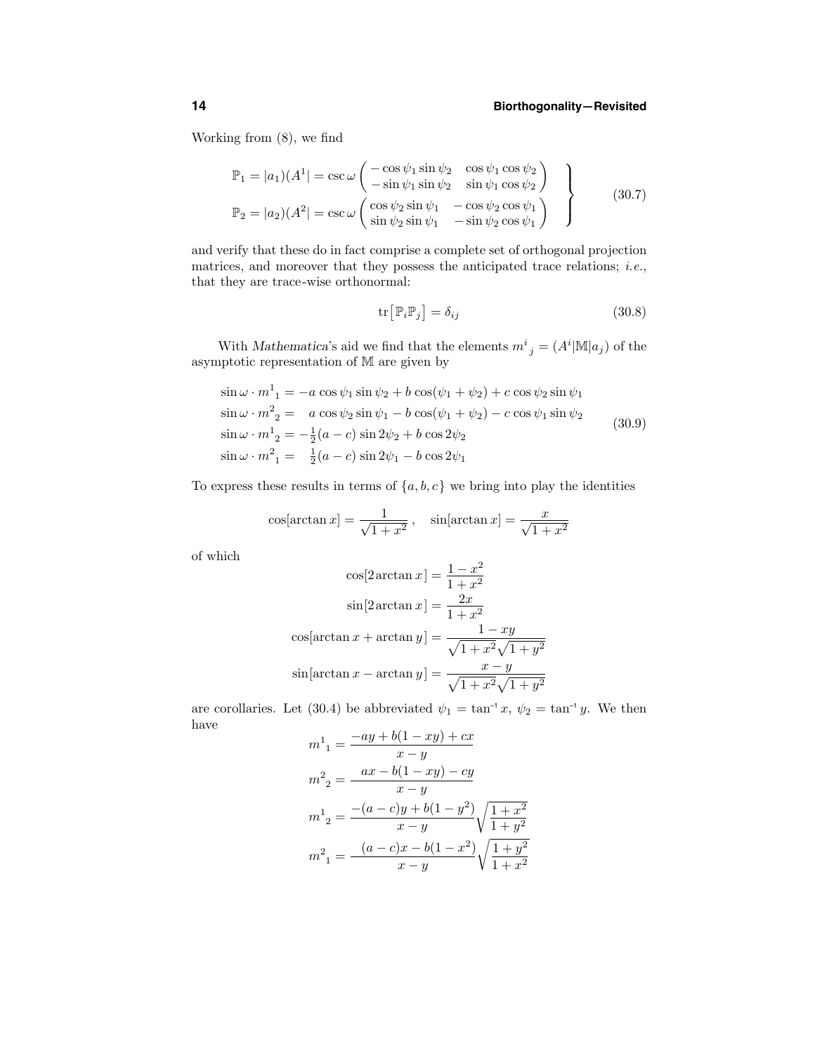Working from (8), we find

$$
\left.
\begin{aligned}
\mathbb{P}_1 = |a_1)(A^1| &= \csc\omega \begin{pmatrix} -\cos\psi_1\sin\psi_2 & \cos\psi_1\cos\psi_2 \\ -\sin\psi_1\sin\psi_2 & \sin\psi_1\cos\psi_2 \end{pmatrix} \\
\mathbb{P}_2 = |a_2)(A^2| &= \csc\omega \begin{pmatrix} \cos\psi_2\sin\psi_1 & -\cos\psi_2\cos\psi_1 \\ \sin\psi_2\sin\psi_1 & -\sin\psi_2\cos\psi_1 \end{pmatrix}
\end{aligned}
\right\} \tag{30.7}
$$

and verify that these do in fact comprise a complete set of orthogonal projection matrices, and moreover that they possess the anticipated trace relations; *i.e.*, that they are trace-wise orthonormal:

$$
\mathrm{tr}\big[\mathbb{P}_i\mathbb{P}_j\big] = \delta_{ij} \tag{30.8}
$$

With *Mathematica*'s aid we find that the elements $m^i{}_j = (A^i|\mathbb{M}|a_j)$ of the asymptotic representation of $\mathbb{M}$ are given by

$$
\begin{aligned}
\sin\omega\cdot m^1{}_1 &= -a\cos\psi_1\sin\psi_2 + b\cos(\psi_1+\psi_2) + c\cos\psi_2\sin\psi_1 \\
\sin\omega\cdot m^2{}_2 &= \phantom{-}a\cos\psi_2\sin\psi_1 - b\cos(\psi_1+\psi_2) - c\cos\psi_1\sin\psi_2 \\
\sin\omega\cdot m^1{}_2 &= -\tfrac{1}{2}(a-c)\sin 2\psi_2 + b\cos 2\psi_2 \\
\sin\omega\cdot m^2{}_1 &= \phantom{-}\tfrac{1}{2}(a-c)\sin 2\psi_1 - b\cos 2\psi_1
\end{aligned} \tag{30.9}
$$

To express these results in terms of $\{a, b, c\}$ we bring into play the identities

$$
\cos[\arctan x] = \frac{1}{\sqrt{1+x^2}}\,, \quad \sin[\arctan x] = \frac{x}{\sqrt{1+x^2}}
$$

of which

$$
\begin{aligned}
\cos[2\arctan x] &= \frac{1-x^2}{1+x^2} \\
\sin[2\arctan x] &= \frac{2x}{1+x^2} \\
\cos[\arctan x + \arctan y] &= \frac{1-xy}{\sqrt{1+x^2}\sqrt{1+y^2}} \\
\sin[\arctan x - \arctan y] &= \frac{x-y}{\sqrt{1+x^2}\sqrt{1+y^2}}
\end{aligned}
$$

are corollaries. Let (30.4) be abbreviated $\psi_1 = \tan^{-1} x$, $\psi_2 = \tan^{-1} y$. We then have

$$
\begin{aligned}
m^1{}_1 &= \frac{-ay + b(1-xy) + cx}{x-y} \\
m^2{}_2 &= \frac{ax - b(1-xy) - cy}{x-y} \\
m^1{}_2 &= \frac{-(a-c)y + b(1-y^2)}{x-y}\sqrt{\frac{1+x^2}{1+y^2}} \\
m^2{}_1 &= \frac{(a-c)x - b(1-x^2)}{x-y}\sqrt{\frac{1+y^2}{1+x^2}}
\end{aligned}
$$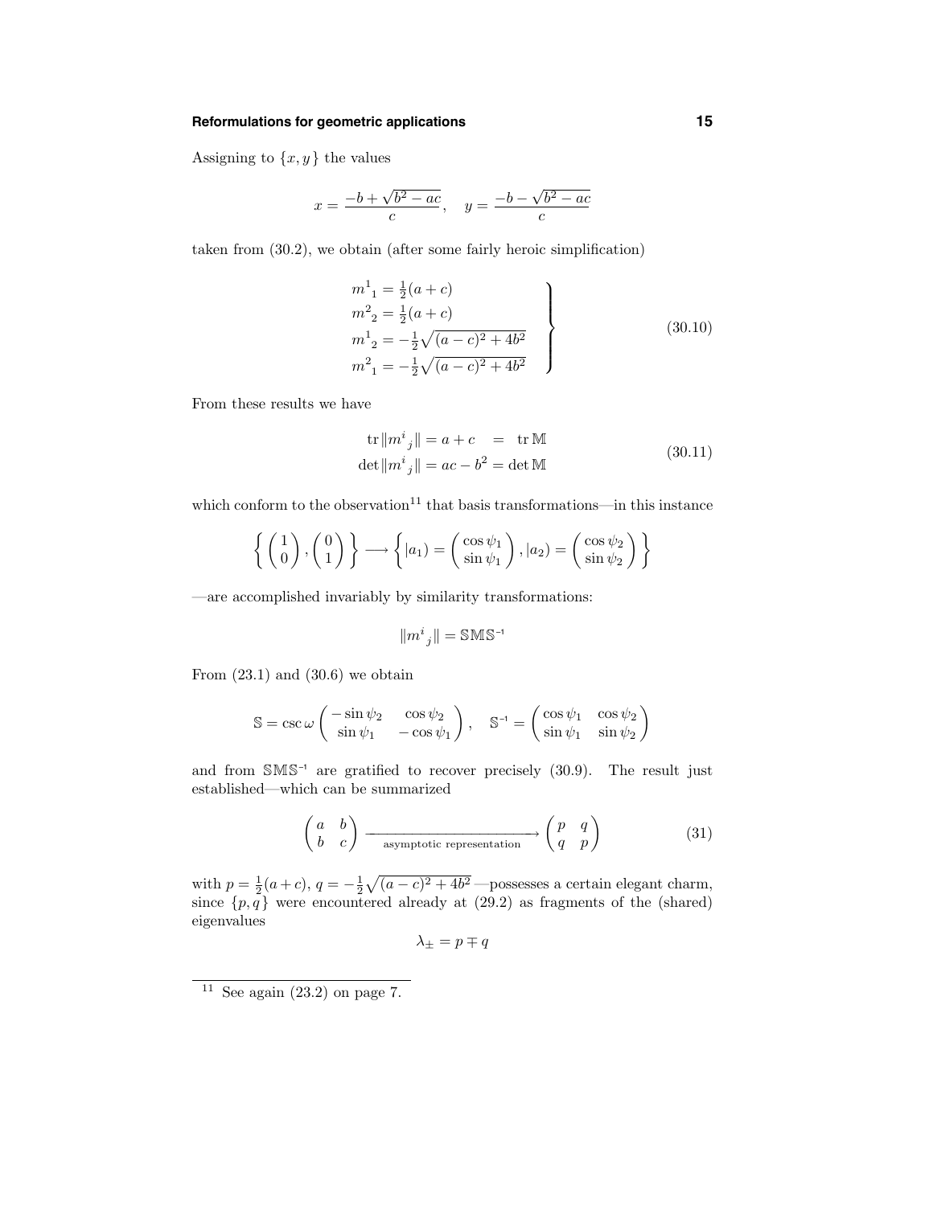Assigning to $\{x, y\}$ the values

$$x = \frac{-b + \sqrt{b^2 - ac}}{c}, \quad y = \frac{-b - \sqrt{b^2 - ac}}{c}$$

taken from (30.2), we obtain (after some fairly heroic simplification)

$$\left.\begin{aligned} m^1{}_1 &= \tfrac{1}{2}(a + c) \\ m^2{}_2 &= \tfrac{1}{2}(a + c) \\ m^1{}_2 &= -\tfrac{1}{2}\sqrt{(a - c)^2 + 4b^2} \\ m^2{}_1 &= -\tfrac{1}{2}\sqrt{(a - c)^2 + 4b^2} \end{aligned}\right\} \tag{30.10}$$

From these results we have

$$\begin{aligned} \text{tr}\,\|m^i{}_j\| &= a + c \quad = \ \text{tr}\,\mathbb{M} \\ \det\|m^i{}_j\| &= ac - b^2 = \det\mathbb{M} \end{aligned} \tag{30.11}$$

which conform to the observation[11] that basis transformations—in this instance

$$\left\{ \begin{pmatrix} 1 \\ 0 \end{pmatrix}, \begin{pmatrix} 0 \\ 1 \end{pmatrix} \right\} \longrightarrow \left\{ |a_1) = \begin{pmatrix} \cos\psi_1 \\ \sin\psi_1 \end{pmatrix}, |a_2) = \begin{pmatrix} \cos\psi_2 \\ \sin\psi_2 \end{pmatrix} \right\}$$

—are accomplished invariably by similarity transformations:

$$\|m^i{}_j\| = \mathbb{S}\mathbb{M}\mathbb{S}^{-1}$$

From (23.1) and (30.6) we obtain

$$\mathbb{S} = \csc\omega \begin{pmatrix} -\sin\psi_2 & \cos\psi_2 \\ \sin\psi_1 & -\cos\psi_1 \end{pmatrix}, \quad \mathbb{S}^{-1} = \begin{pmatrix} \cos\psi_1 & \cos\psi_2 \\ \sin\psi_1 & \sin\psi_2 \end{pmatrix}$$

and from $\mathbb{S}\mathbb{M}\mathbb{S}^{-1}$ are gratified to recover precisely (30.9). The result just established—which can be summarized

$$\begin{pmatrix} a & b \\ b & c \end{pmatrix} \xrightarrow[\text{asymptotic representation}]{\hspace{5em}} \begin{pmatrix} p & q \\ q & p \end{pmatrix} \tag{31}$$

with $p = \frac{1}{2}(a + c)$, $q = -\frac{1}{2}\sqrt{(a - c)^2 + 4b^2}$—possesses a certain elegant charm, since $\{p, q\}$ were encountered already at (29.2) as fragments of the (shared) eigenvalues

$$\lambda_\pm = p \mp q$$

---

[11] See again (23.2) on page 7.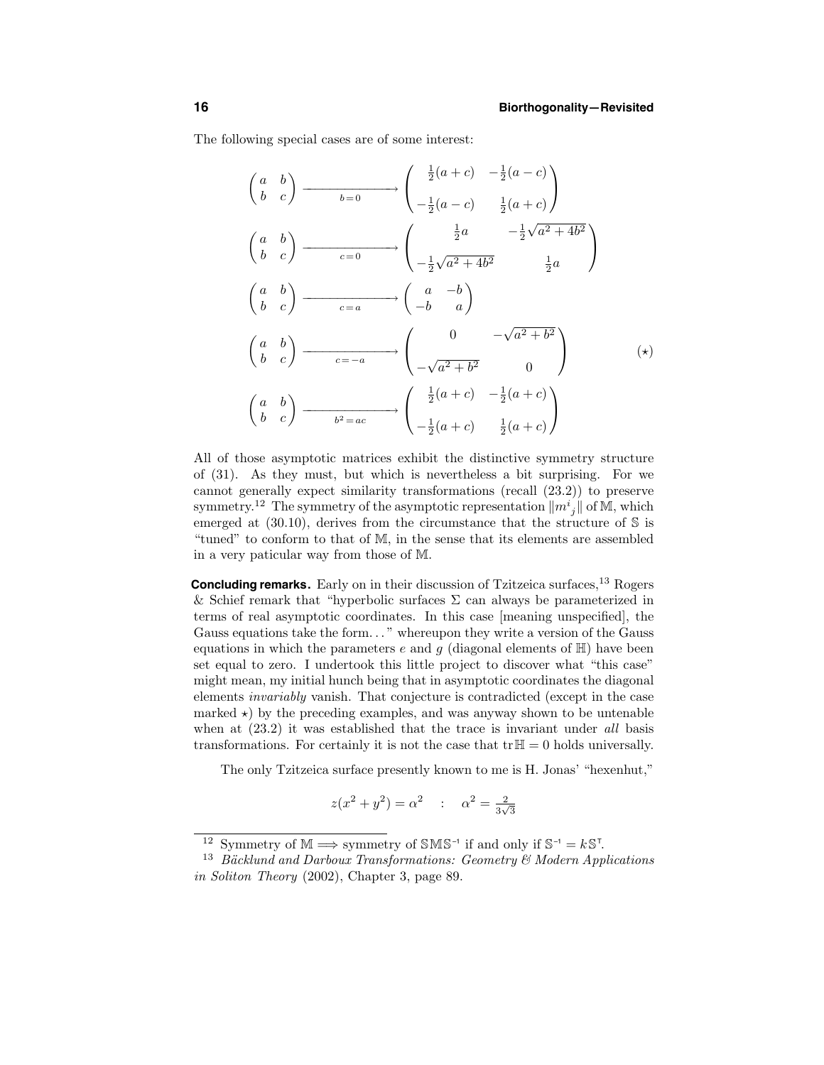The following special cases are of some interest:

$$
\begin{pmatrix} a & b \\ b & c \end{pmatrix} \xrightarrow[b=0]{\hspace{2cm}} \begin{pmatrix} \frac{1}{2}(a+c) & -\frac{1}{2}(a-c) \\ -\frac{1}{2}(a-c) & \frac{1}{2}(a+c) \end{pmatrix}
$$

$$
\begin{pmatrix} a & b \\ b & c \end{pmatrix} \xrightarrow[c=0]{\hspace{2cm}} \begin{pmatrix} \frac{1}{2}a & -\frac{1}{2}\sqrt{a^2+4b^2} \\ -\frac{1}{2}\sqrt{a^2+4b^2} & \frac{1}{2}a \end{pmatrix}
$$

$$
\begin{pmatrix} a & b \\ b & c \end{pmatrix} \xrightarrow[c=a]{\hspace{2cm}} \begin{pmatrix} a & -b \\ -b & a \end{pmatrix}
$$

$$
\begin{pmatrix} a & b \\ b & c \end{pmatrix} \xrightarrow[c=-a]{\hspace{2cm}} \begin{pmatrix} 0 & -\sqrt{a^2+b^2} \\ -\sqrt{a^2+b^2} & 0 \end{pmatrix} \tag{$\star$}
$$

$$
\begin{pmatrix} a & b \\ b & c \end{pmatrix} \xrightarrow[b^2=ac]{\hspace{2cm}} \begin{pmatrix} \frac{1}{2}(a+c) & -\frac{1}{2}(a+c) \\ -\frac{1}{2}(a+c) & \frac{1}{2}(a+c) \end{pmatrix}
$$

All of those asymptotic matrices exhibit the distinctive symmetry structure of (31). As they must, but which is nevertheless a bit surprising. For we cannot generally expect similarity transformations (recall (23.2)) to preserve symmetry.[12] The symmetry of the asymptotic representation $\|m^i{}_j\|$ of $\mathbb{M}$, which emerged at (30.10), derives from the circumstance that the structure of $\mathbb{S}$ is "tuned" to conform to that of $\mathbb{M}$, in the sense that its elements are assembled in a very paticular way from those of $\mathbb{M}$.

**Concluding remarks.** Early on in their discussion of Tzitzeica surfaces,[13] Rogers & Schief remark that "hyperbolic surfaces $\Sigma$ can always be parameterized in terms of real asymptotic coordinates. In this case [meaning unspecified], the Gauss equations take the form. . . " whereupon they write a version of the Gauss equations in which the parameters $e$ and $g$ (diagonal elements of $\mathbb{H}$) have been set equal to zero. I undertook this little project to discover what "this case" might mean, my initial hunch being that in asymptotic coordinates the diagonal elements *invariably* vanish. That conjecture is contradicted (except in the case marked $\star$) by the preceding examples, and was anyway shown to be untenable when at (23.2) it was established that the trace is invariant under *all* basis transformations. For certainly it is not the case that $\text{tr}\,\mathbb{H} = 0$ holds universally.

The only Tzitzeica surface presently known to me is H. Jonas' "hexenhut,"

$$
z(x^2+y^2) = \alpha^2 \quad : \quad \alpha^2 = \tfrac{2}{3\sqrt{3}}
$$

---

[12] Symmetry of $\mathbb{M} \Longrightarrow$ symmetry of $\mathbb{S}\mathbb{M}\mathbb{S}^{-1}$ if and only if $\mathbb{S}^{-1} = k\mathbb{S}^{\mathsf{T}}$.

[13] *Bäcklund and Darboux Transformations: Geometry & Modern Applications in Soliton Theory* (2002), Chapter 3, page 89.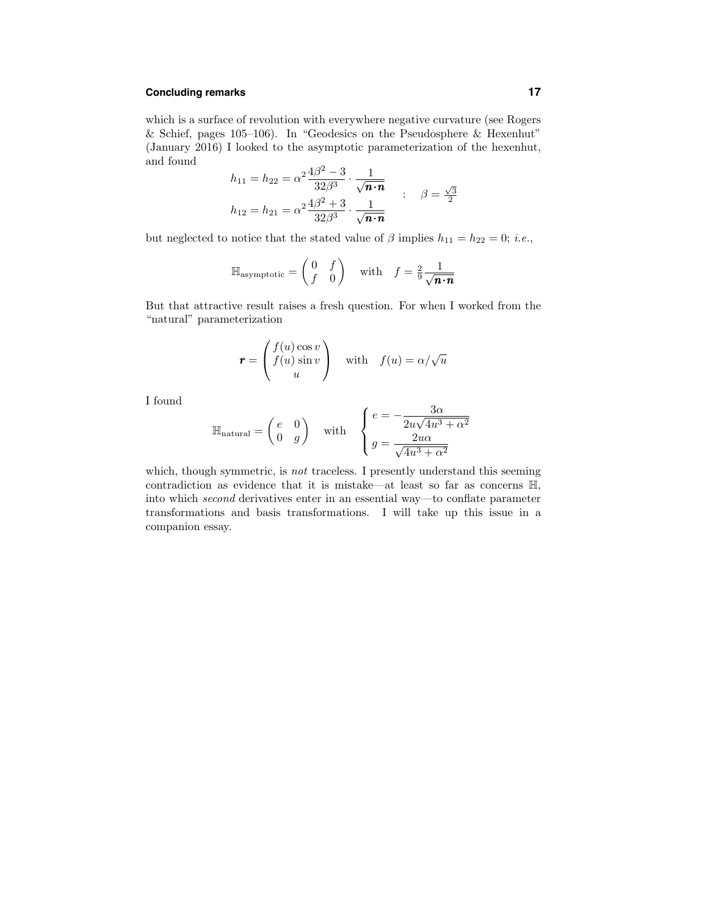which is a surface of revolution with everywhere negative curvature (see Rogers & Schief, pages 105–106). In "Geodesics on the Pseudosphere & Hexenhut" (January 2016) I looked to the asymptotic parameterization of the hexenhut, and found

$$\left.\begin{aligned} h_{11} = h_{22} &= \alpha^2 \frac{4\beta^2 - 3}{32\beta^3} \cdot \frac{1}{\sqrt{\boldsymbol{n}\cdot\boldsymbol{n}}} \\ h_{12} = h_{21} &= \alpha^2 \frac{4\beta^2 + 3}{32\beta^3} \cdot \frac{1}{\sqrt{\boldsymbol{n}\cdot\boldsymbol{n}}} \end{aligned}\right\} \quad : \quad \beta = \tfrac{\sqrt{3}}{2}$$

but neglected to notice that the stated value of $\beta$ implies $h_{11} = h_{22} = 0$; *i.e.*,

$$\mathbb{H}_{\text{asymptotic}} = \begin{pmatrix} 0 & f \\ f & 0 \end{pmatrix} \quad \text{with} \quad f = \tfrac{2}{9} \frac{1}{\sqrt{\boldsymbol{n}\cdot\boldsymbol{n}}}$$

But that attractive result raises a fresh question. For when I worked from the "natural" parameterization

$$\boldsymbol{r} = \begin{pmatrix} f(u)\cos v \\ f(u)\sin v \\ u \end{pmatrix} \quad \text{with} \quad f(u) = \alpha/\sqrt{u}$$

I found

$$\mathbb{H}_{\text{natural}} = \begin{pmatrix} e & 0 \\ 0 & g \end{pmatrix} \quad \text{with} \quad \begin{cases} e = -\dfrac{3\alpha}{2u\sqrt{4u^3 + \alpha^2}} \\[2ex] g = \dfrac{2u\alpha}{\sqrt{4u^3 + \alpha^2}} \end{cases}$$

which, though symmetric, is *not* traceless. I presently understand this seeming contradiction as evidence that it is mistake—at least so far as concerns $\mathbb{H}$, into which *second* derivatives enter in an essential way—to conflate parameter transformations and basis transformations. I will take up this issue in a companion essay.